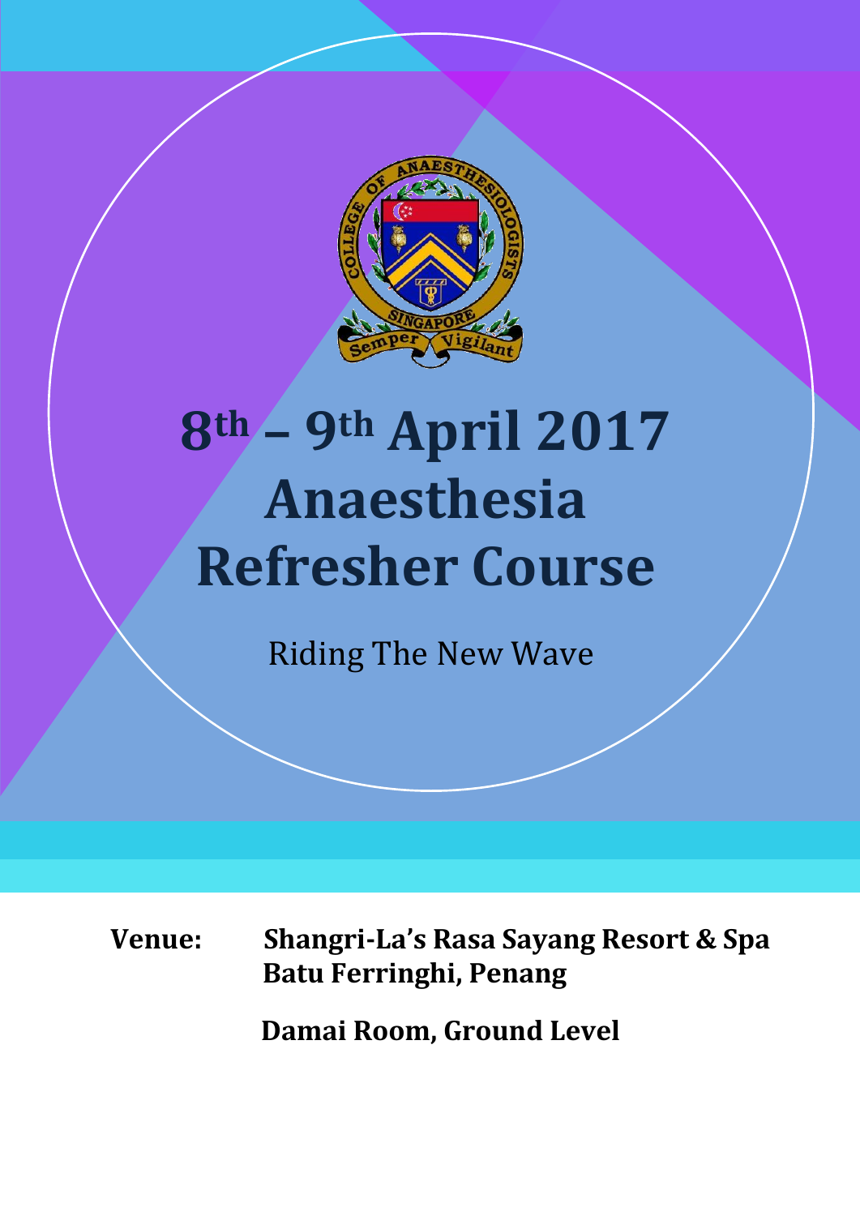# 8th – 9th April 2017 Anaesthesia Refresher Course

Riding The New Wave

**Venue:** **Shangri-La's Rasa Sayang Resort & Spa**
**Batu Ferringhi, Penang**

**Damai Room, Ground Level**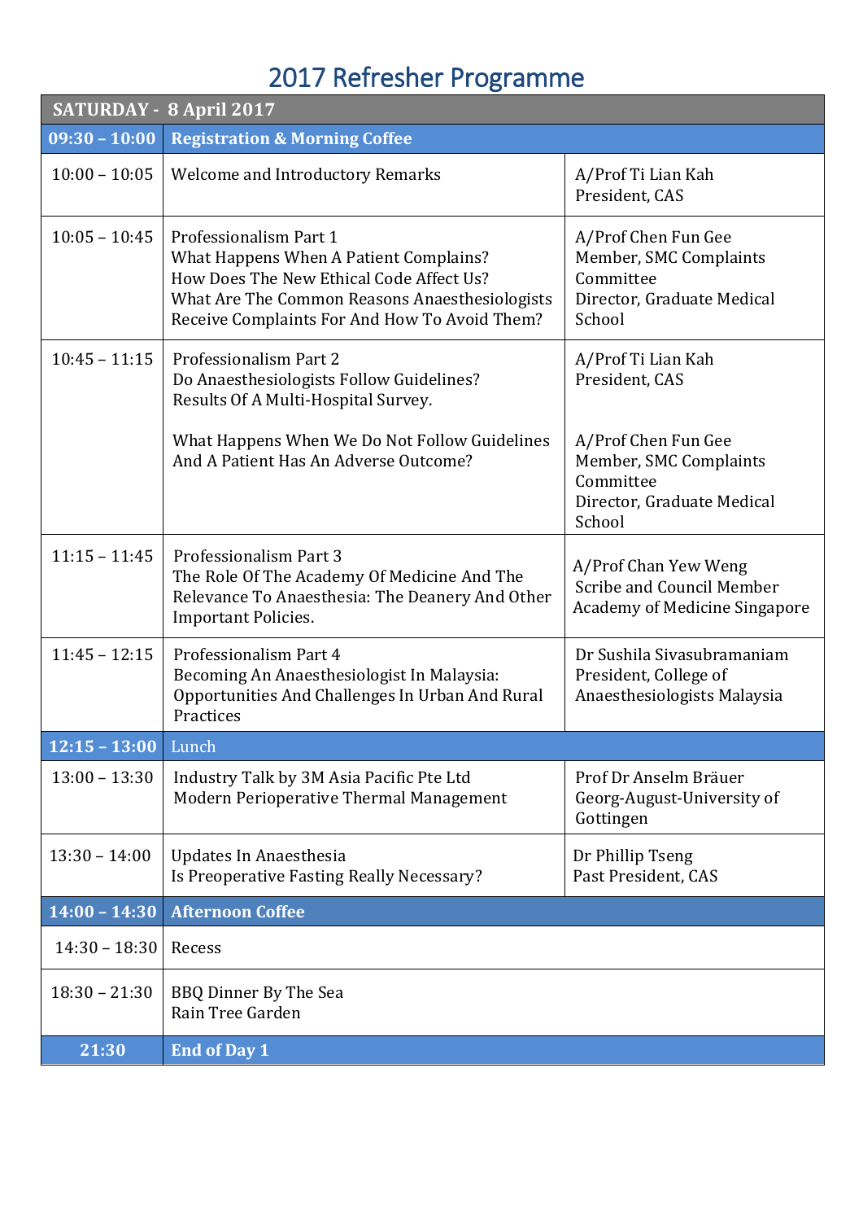# 2017 Refresher Programme

| SATURDAY - 8 April 2017 | | |
|---|---|---|
| **09:30 – 10:00** | **Registration & Morning Coffee** | |
| 10:00 – 10:05 | Welcome and Introductory Remarks | A/Prof Ti Lian Kah<br>President, CAS |
| 10:05 – 10:45 | Professionalism Part 1<br>What Happens When A Patient Complains?<br>How Does The New Ethical Code Affect Us?<br>What Are The Common Reasons Anaesthesiologists Receive Complaints For And How To Avoid Them? | A/Prof Chen Fun Gee<br>Member, SMC Complaints Committee<br>Director, Graduate Medical School |
| 10:45 – 11:15 | Professionalism Part 2<br>Do Anaesthesiologists Follow Guidelines?<br>Results Of A Multi-Hospital Survey.<br><br>What Happens When We Do Not Follow Guidelines And A Patient Has An Adverse Outcome? | A/Prof Ti Lian Kah<br>President, CAS<br><br>A/Prof Chen Fun Gee<br>Member, SMC Complaints Committee<br>Director, Graduate Medical School |
| 11:15 – 11:45 | Professionalism Part 3<br>The Role Of The Academy Of Medicine And The Relevance To Anaesthesia: The Deanery And Other Important Policies. | A/Prof Chan Yew Weng<br>Scribe and Council Member<br>Academy of Medicine Singapore |
| 11:45 – 12:15 | Professionalism Part 4<br>Becoming An Anaesthesiologist In Malaysia: Opportunities And Challenges In Urban And Rural Practices | Dr Sushila Sivasubramaniam<br>President, College of Anaesthesiologists Malaysia |
| **12:15 – 13:00** | Lunch | |
| 13:00 – 13:30 | Industry Talk by 3M Asia Pacific Pte Ltd<br>Modern Perioperative Thermal Management | Prof Dr Anselm Bräuer<br>Georg-August-University of Gottingen |
| 13:30 – 14:00 | Updates In Anaesthesia<br>Is Preoperative Fasting Really Necessary? | Dr Phillip Tseng<br>Past President, CAS |
| **14:00 – 14:30** | **Afternoon Coffee** | |
| 14:30 – 18:30 | Recess | |
| 18:30 – 21:30 | BBQ Dinner By The Sea<br>Rain Tree Garden | |
| **21:30** | **End of Day 1** | |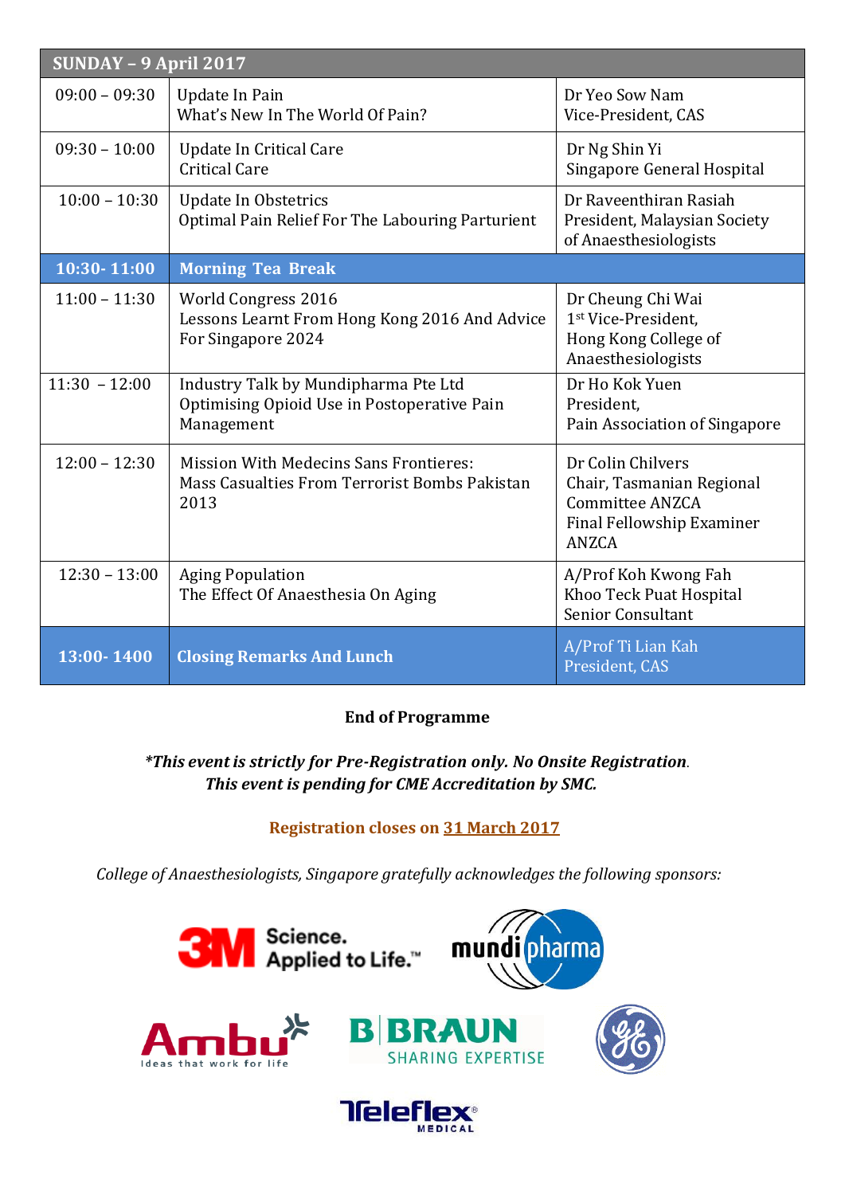| SUNDAY – 9 April 2017 | | |
|---|---|---|
| 09:00 – 09:30 | Update In Pain<br>What's New In The World Of Pain? | Dr Yeo Sow Nam<br>Vice-President, CAS |
| 09:30 – 10:00 | Update In Critical Care<br>Critical Care | Dr Ng Shin Yi<br>Singapore General Hospital |
| 10:00 – 10:30 | Update In Obstetrics<br>Optimal Pain Relief For The Labouring Parturient | Dr Raveenthiran Rasiah<br>President, Malaysian Society of Anaesthesiologists |
| **10:30- 11:00** | **Morning Tea Break** | |
| 11:00 – 11:30 | World Congress 2016<br>Lessons Learnt From Hong Kong 2016 And Advice For Singapore 2024 | Dr Cheung Chi Wai<br>1st Vice-President,<br>Hong Kong College of Anaesthesiologists |
| 11:30 – 12:00 | Industry Talk by Mundipharma Pte Ltd<br>Optimising Opioid Use in Postoperative Pain Management | Dr Ho Kok Yuen<br>President,<br>Pain Association of Singapore |
| 12:00 – 12:30 | Mission With Medecins Sans Frontieres:<br>Mass Casualties From Terrorist Bombs Pakistan 2013 | Dr Colin Chilvers<br>Chair, Tasmanian Regional Committee ANZCA<br>Final Fellowship Examiner ANZCA |
| 12:30 – 13:00 | Aging Population<br>The Effect Of Anaesthesia On Aging | A/Prof Koh Kwong Fah<br>Khoo Teck Puat Hospital<br>Senior Consultant |
| **13:00- 1400** | **Closing Remarks And Lunch** | A/Prof Ti Lian Kah<br>President, CAS |

**End of Programme**

***This event is strictly for Pre-Registration only. No Onsite Registration*.**
***This event is pending for CME Accreditation by SMC.***

**Registration closes on 31 March 2017**

*College of Anaesthesiologists, Singapore gratefully acknowledges the following sponsors:*

3M Science. Applied to Life.™

mundipharma

Ambu Ideas that work for life

B|BRAUN SHARING EXPERTISE

Teleflex® MEDICAL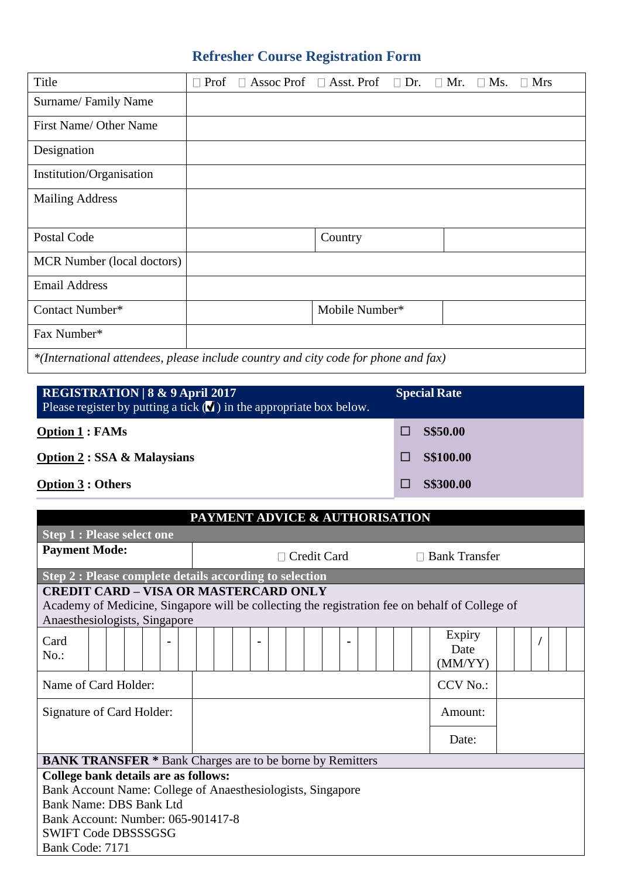# Refresher Course Registration Form

| Title | ☐ Prof ☐ Assoc Prof ☐ Asst. Prof ☐ Dr. ☐ Mr. ☐ Ms. ☐ Mrs | | |
|---|---|---|---|
| Surname/ Family Name | | | |
| First Name/ Other Name | | | |
| Designation | | | |
| Institution/Organisation | | | |
| Mailing Address | | | |
| Postal Code | | Country | |
| MCR Number (local doctors) | | | |
| Email Address | | | |
| Contact Number* | | Mobile Number* | |
| Fax Number* | | | |

*(International attendees, please include country and city code for phone and fax)*

| **REGISTRATION \| 8 & 9 April 2017**<br>Please register by putting a tick (☑) in the appropriate box below. | **Special Rate** |
|---|---|
| **Option 1 : FAMs** | ☐ **S$50.00** |
| **Option 2 : SSA & Malaysians** | ☐ **S$100.00** |
| **Option 3 : Others** | ☐ **S$300.00** |

## PAYMENT ADVICE & AUTHORISATION

**Step 1 : Please select one**

| **Payment Mode:** | ☐ Credit Card | ☐ Bank Transfer |
|---|---|---|

**Step 2 : Please complete details according to selection**

**CREDIT CARD – VISA OR MASTERCARD ONLY**
Academy of Medicine, Singapore will be collecting the registration fee on behalf of College of Anaesthesiologists, Singapore

| Card No.: | _ _ _ _ - _ _ _ _ - _ _ _ _ - _ _ _ _ | Expiry Date (MM/YY) | _ _ / _ _ |
|---|---|---|---|
| Name of Card Holder: | | CCV No.: | |
| Signature of Card Holder: | | Amount: | |
| | | Date: | |

**BANK TRANSFER \*** Bank Charges are to be borne by Remitters

**College bank details are as follows:**
Bank Account Name: College of Anaesthesiologists, Singapore
Bank Name: DBS Bank Ltd
Bank Account: Number: 065-901417-8
SWIFT Code DBSSSGSG
Bank Code: 7171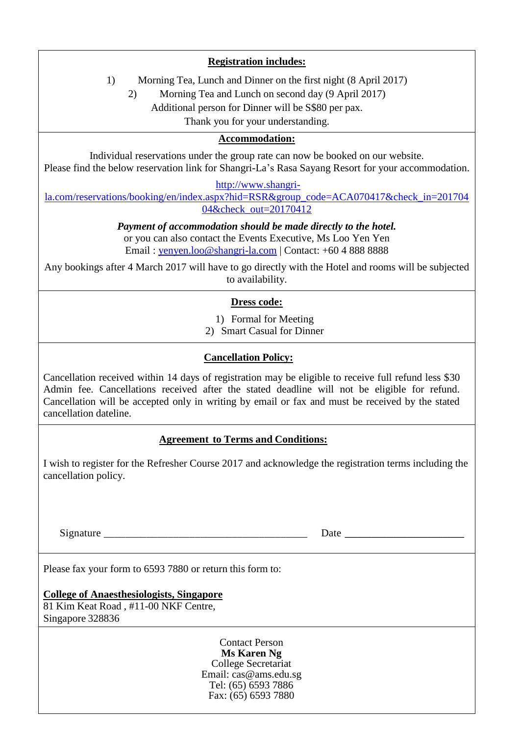**Registration includes:**

1) Morning Tea, Lunch and Dinner on the first night (8 April 2017)
2) Morning Tea and Lunch on second day (9 April 2017)

Additional person for Dinner will be S$80 per pax.

Thank you for your understanding.

**Accommodation:**

Individual reservations under the group rate can now be booked on our website.
Please find the below reservation link for Shangri-La's Rasa Sayang Resort for your accommodation.

http://www.shangri-la.com/reservations/booking/en/index.aspx?hid=RSR&group_code=ACA070417&check_in=20170404&check_out=20170412

***Payment of accommodation should be made directly to the hotel.***
or you can also contact the Events Executive, Ms Loo Yen Yen
Email : yenyen.loo@shangri-la.com | Contact: +60 4 888 8888

Any bookings after 4 March 2017 will have to go directly with the Hotel and rooms will be subjected to availability.

**Dress code:**

1) Formal for Meeting
2) Smart Casual for Dinner

**Cancellation Policy:**

Cancellation received within 14 days of registration may be eligible to receive full refund less $30 Admin fee. Cancellations received after the stated deadline will not be eligible for refund. Cancellation will be accepted only in writing by email or fax and must be received by the stated cancellation dateline.

**Agreement to Terms and Conditions:**

I wish to register for the Refresher Course 2017 and acknowledge the registration terms including the cancellation policy.

Signature ________________________________________ Date ________________________

Please fax your form to 6593 7880 or return this form to:

**College of Anaesthesiologists, Singapore**
81 Kim Keat Road , #11-00 NKF Centre,
Singapore 328836

Contact Person
**Ms Karen Ng**
College Secretariat
Email: cas@ams.edu.sg
Tel: (65) 6593 7886
Fax: (65) 6593 7880